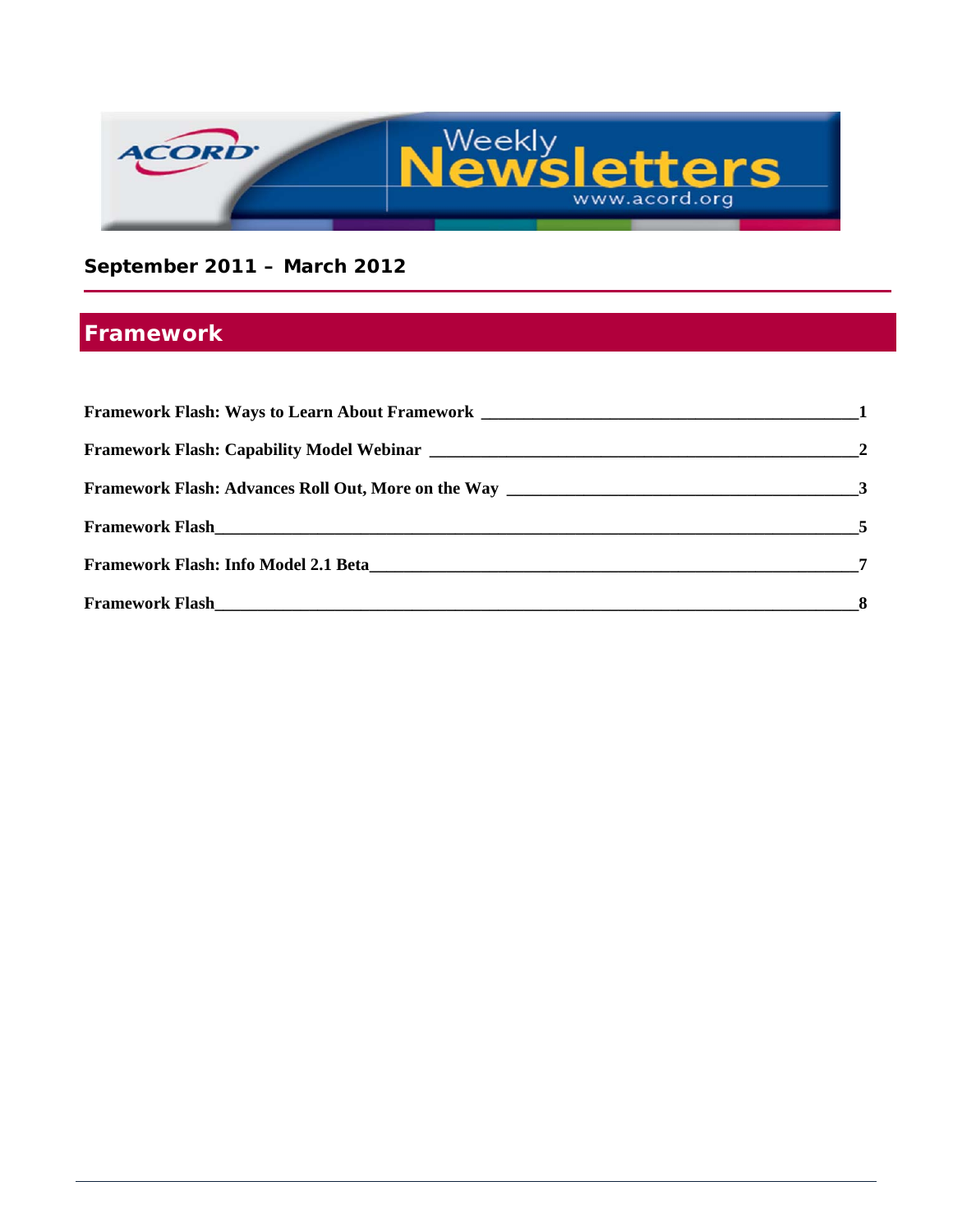ACORD Weekly Newsletters www.acord.org

**September 2011 – March 2012**

# Framework

**Framework Flash: Ways to Learn About Framework** _______________ **1**

**Framework Flash: Capability Model Webinar** _______________ **2**

**Framework Flash: Advances Roll Out, More on the Way** _______________ **3**

**Framework Flash** _______________ **5**

**Framework Flash: Info Model 2.1 Beta** _______________ **7**

**Framework Flash** _______________ **8**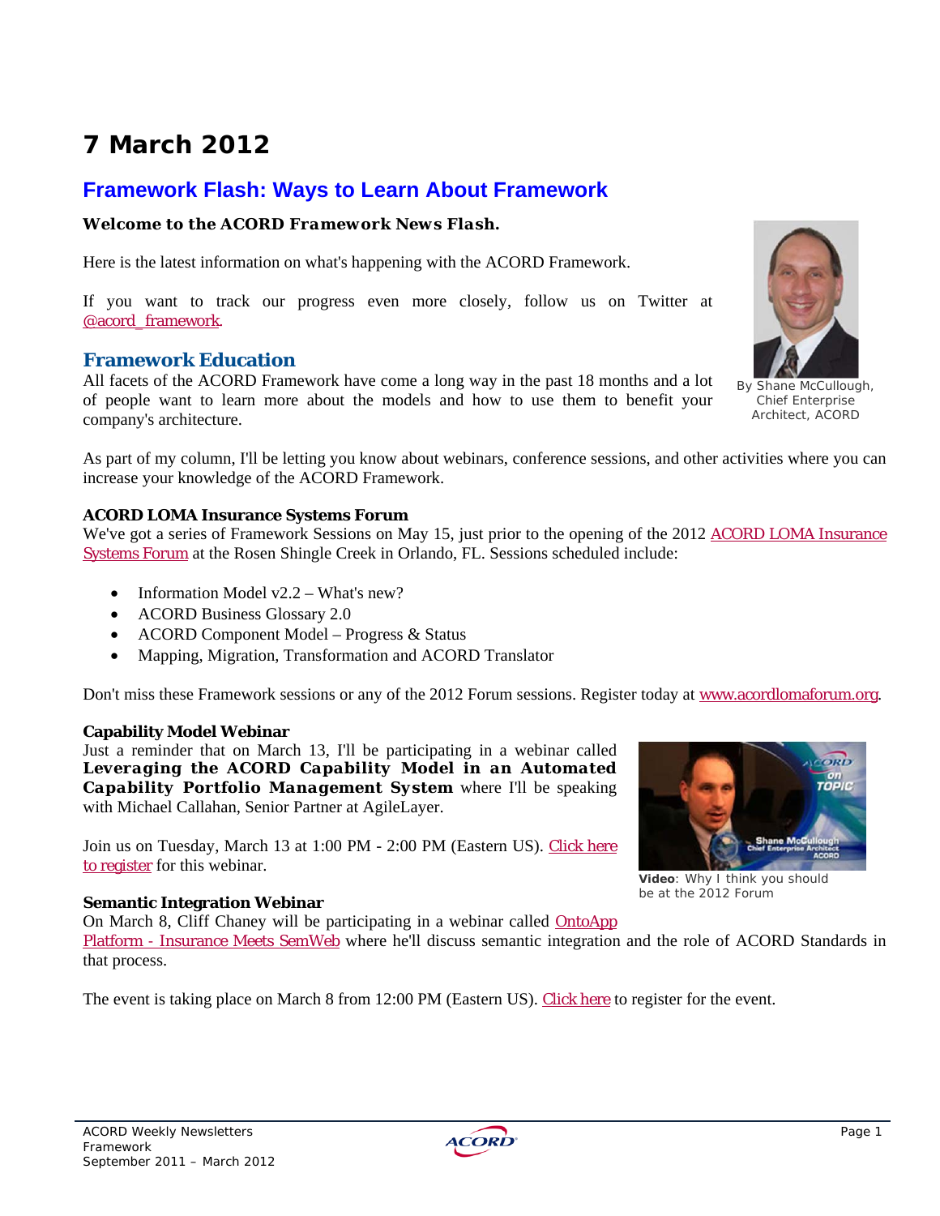# 7 March 2012

## Framework Flash: Ways to Learn About Framework

**Welcome to the ACORD Framework News Flash.**

Here is the latest information on what's happening with the ACORD Framework.

If you want to track our progress even more closely, follow us on Twitter at @acord_framework.

By Shane McCullough, Chief Enterprise Architect, ACORD

### Framework Education

All facets of the ACORD Framework have come a long way in the past 18 months and a lot of people want to learn more about the models and how to use them to benefit your company's architecture.

As part of my column, I'll be letting you know about webinars, conference sessions, and other activities where you can increase your knowledge of the ACORD Framework.

**ACORD LOMA Insurance Systems Forum**

We've got a series of Framework Sessions on May 15, just prior to the opening of the 2012 ACORD LOMA Insurance Systems Forum at the Rosen Shingle Creek in Orlando, FL. Sessions scheduled include:

- Information Model v2.2 – What's new?
- ACORD Business Glossary 2.0
- ACORD Component Model – Progress & Status
- Mapping, Migration, Transformation and ACORD Translator

Don't miss these Framework sessions or any of the 2012 Forum sessions. Register today at www.acordlomaforum.org.

**Capability Model Webinar**

Just a reminder that on March 13, I'll be participating in a webinar called **Leveraging the ACORD Capability Model in an Automated Capability Portfolio Management System** where I'll be speaking with Michael Callahan, Senior Partner at AgileLayer.

Join us on Tuesday, March 13 at 1:00 PM - 2:00 PM (Eastern US). Click here to register for this webinar.

**Video**: Why I think you should be at the 2012 Forum

**Semantic Integration Webinar**

On March 8, Cliff Chaney will be participating in a webinar called OntoApp Platform - Insurance Meets SemWeb where he'll discuss semantic integration and the role of ACORD Standards in that process.

The event is taking place on March 8 from 12:00 PM (Eastern US). Click here to register for the event.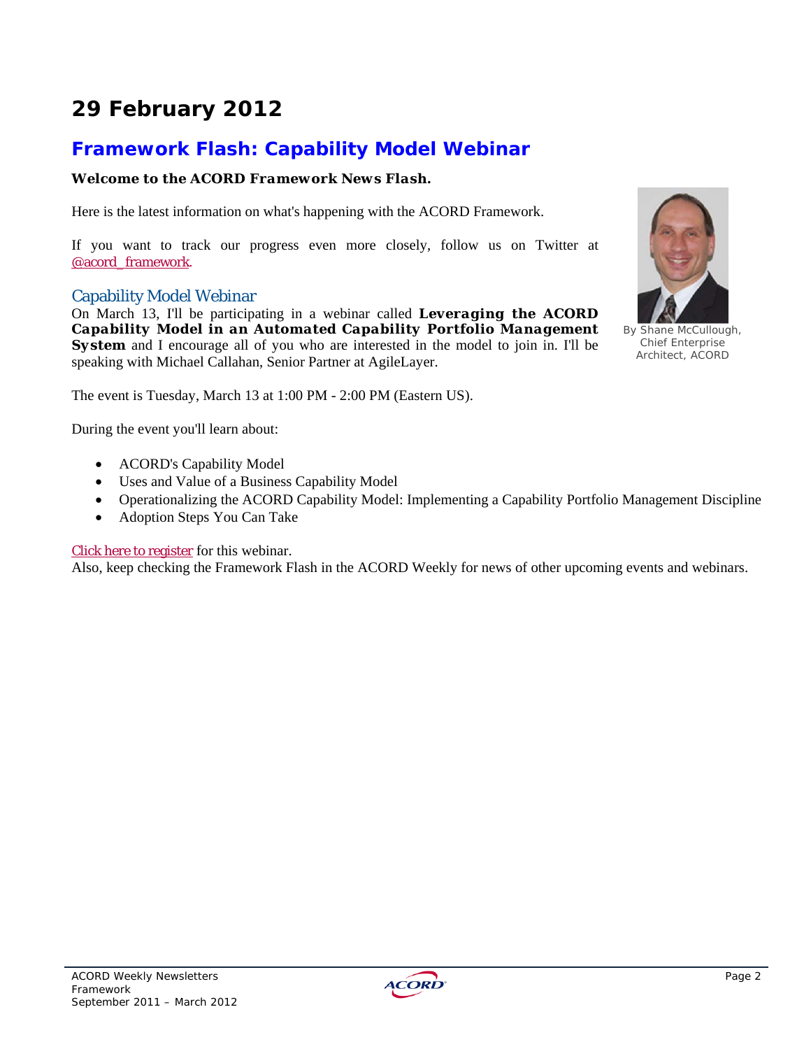# 29 February 2012

## Framework Flash: Capability Model Webinar

**Welcome to the ACORD Framework News Flash.**

Here is the latest information on what's happening with the ACORD Framework.

If you want to track our progress even more closely, follow us on Twitter at @acord_framework.

By Shane McCullough, Chief Enterprise Architect, ACORD

### Capability Model Webinar

On March 13, I'll be participating in a webinar called **Leveraging the ACORD Capability Model in an Automated Capability Portfolio Management System** and I encourage all of you who are interested in the model to join in. I'll be speaking with Michael Callahan, Senior Partner at AgileLayer.

The event is Tuesday, March 13 at 1:00 PM - 2:00 PM (Eastern US).

During the event you'll learn about:

- ACORD's Capability Model
- Uses and Value of a Business Capability Model
- Operationalizing the ACORD Capability Model: Implementing a Capability Portfolio Management Discipline
- Adoption Steps You Can Take

Click here to register for this webinar.
Also, keep checking the Framework Flash in the ACORD Weekly for news of other upcoming events and webinars.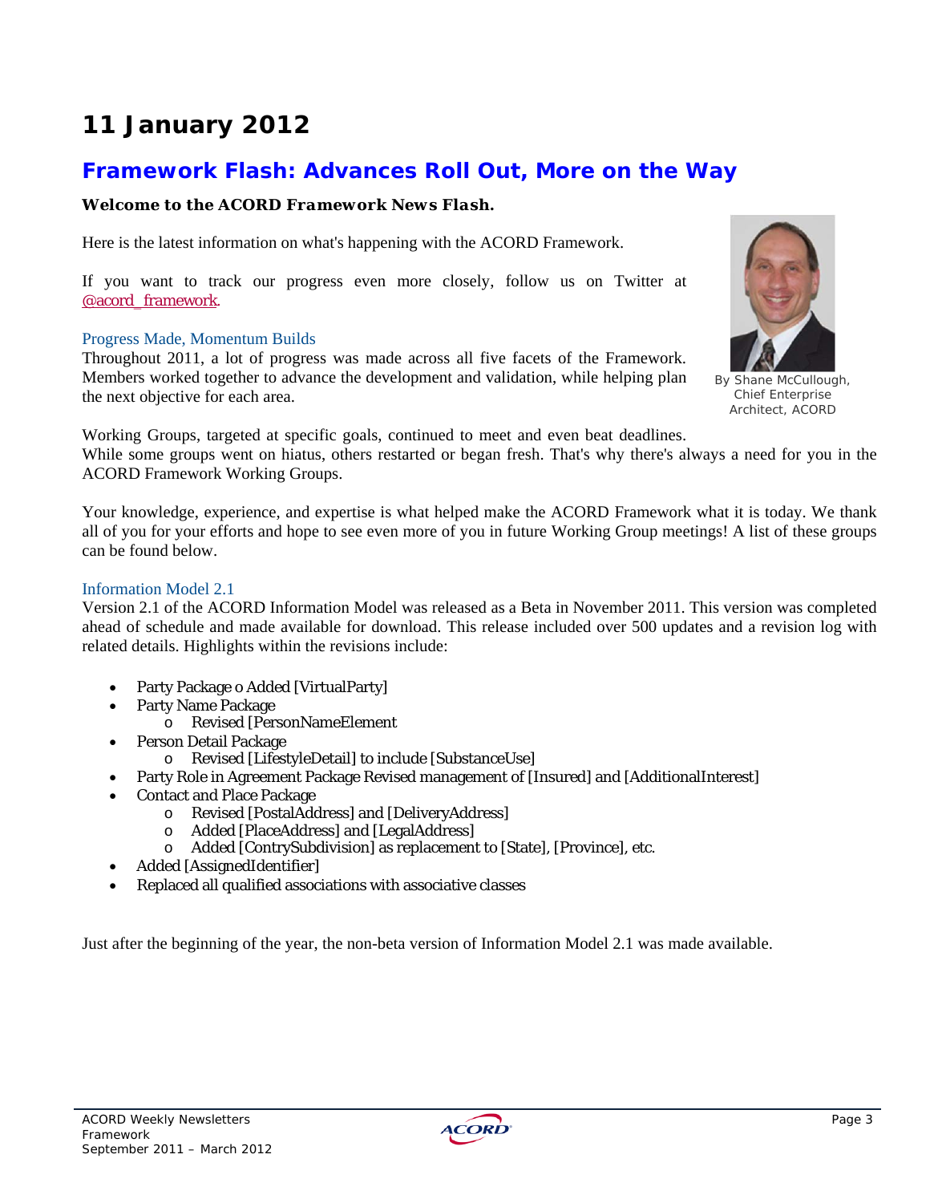# 11 January 2012

## Framework Flash: Advances Roll Out, More on the Way

**Welcome to the ACORD Framework News Flash.**

Here is the latest information on what's happening with the ACORD Framework.

If you want to track our progress even more closely, follow us on Twitter at @acord_framework.

By Shane McCullough, Chief Enterprise Architect, ACORD

### Progress Made, Momentum Builds

Throughout 2011, a lot of progress was made across all five facets of the Framework. Members worked together to advance the development and validation, while helping plan the next objective for each area.

Working Groups, targeted at specific goals, continued to meet and even beat deadlines. While some groups went on hiatus, others restarted or began fresh. That's why there's always a need for you in the ACORD Framework Working Groups.

Your knowledge, experience, and expertise is what helped make the ACORD Framework what it is today. We thank all of you for your efforts and hope to see even more of you in future Working Group meetings! A list of these groups can be found below.

### Information Model 2.1

Version 2.1 of the ACORD Information Model was released as a Beta in November 2011. This version was completed ahead of schedule and made available for download. This release included over 500 updates and a revision log with related details. Highlights within the revisions include:

- Party Package o Added [VirtualParty]
- Party Name Package
  - Revised [PersonNameElement
- Person Detail Package
  - Revised [LifestyleDetail] to include [SubstanceUse]
- Party Role in Agreement Package Revised management of [Insured] and [AdditionalInterest]
- Contact and Place Package
  - Revised [PostalAddress] and [DeliveryAddress]
  - Added [PlaceAddress] and [LegalAddress]
  - Added [ContrySubdivision] as replacement to [State], [Province], etc.
- Added [AssignedIdentifier]
- Replaced all qualified associations with associative classes

Just after the beginning of the year, the non-beta version of Information Model 2.1 was made available.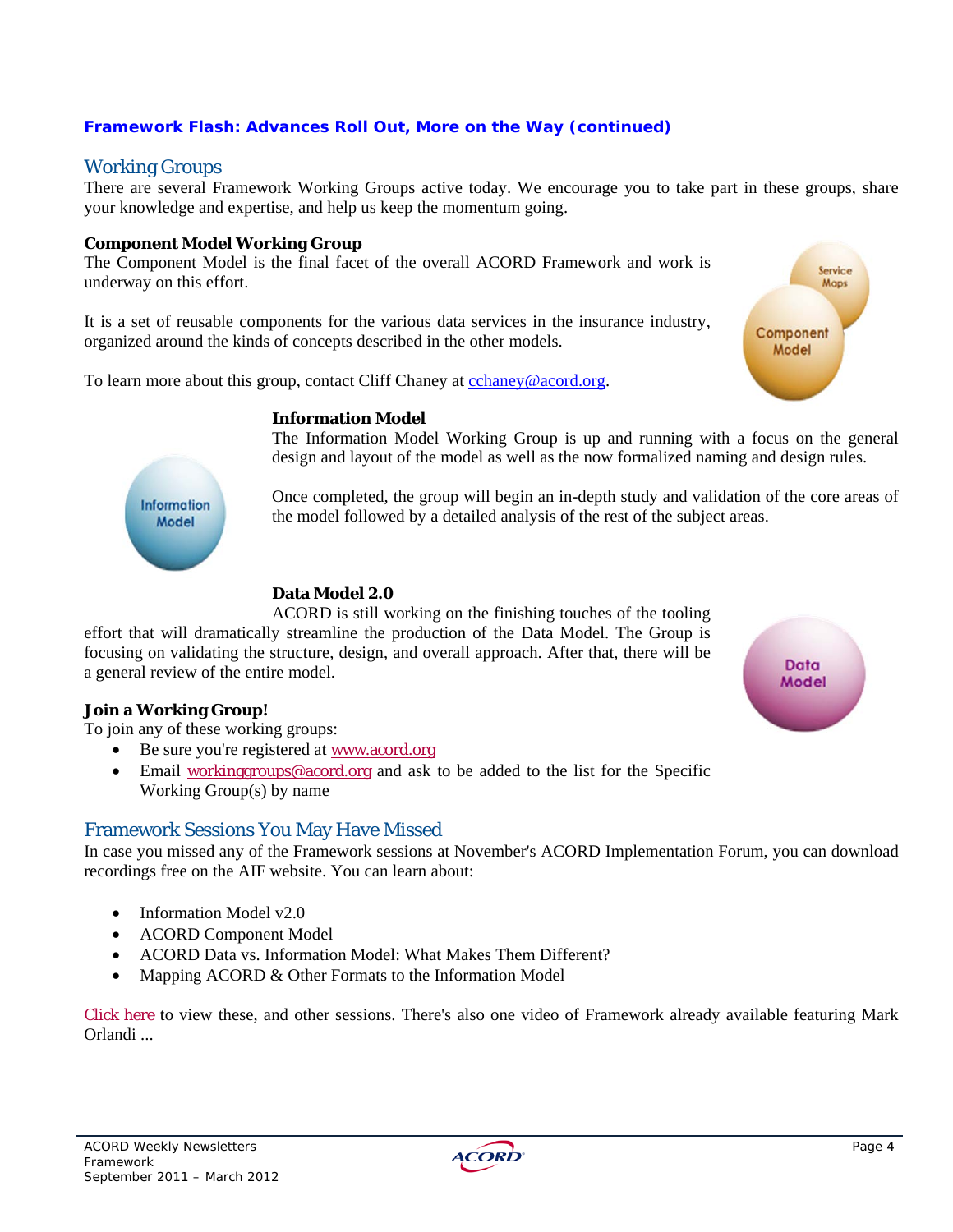**Framework Flash: Advances Roll Out, More on the Way (continued)**

## Working Groups

There are several Framework Working Groups active today. We encourage you to take part in these groups, share your knowledge and expertise, and help us keep the momentum going.

**Component Model Working Group**

The Component Model is the final facet of the overall ACORD Framework and work is underway on this effort.

It is a set of reusable components for the various data services in the insurance industry, organized around the kinds of concepts described in the other models.

To learn more about this group, contact Cliff Chaney at cchaney@acord.org.

**Information Model**

The Information Model Working Group is up and running with a focus on the general design and layout of the model as well as the now formalized naming and design rules.

Once completed, the group will begin an in-depth study and validation of the core areas of the model followed by a detailed analysis of the rest of the subject areas.

**Data Model 2.0**

ACORD is still working on the finishing touches of the tooling effort that will dramatically streamline the production of the Data Model. The Group is focusing on validating the structure, design, and overall approach. After that, there will be a general review of the entire model.

**Join a Working Group!**

To join any of these working groups:

- Be sure you're registered at www.acord.org
- Email workinggroups@acord.org and ask to be added to the list for the Specific Working Group(s) by name

## Framework Sessions You May Have Missed

In case you missed any of the Framework sessions at November's ACORD Implementation Forum, you can download recordings free on the AIF website. You can learn about:

- Information Model v2.0
- ACORD Component Model
- ACORD Data vs. Information Model: What Makes Them Different?
- Mapping ACORD & Other Formats to the Information Model

Click here to view these, and other sessions. There's also one video of Framework already available featuring Mark Orlandi ...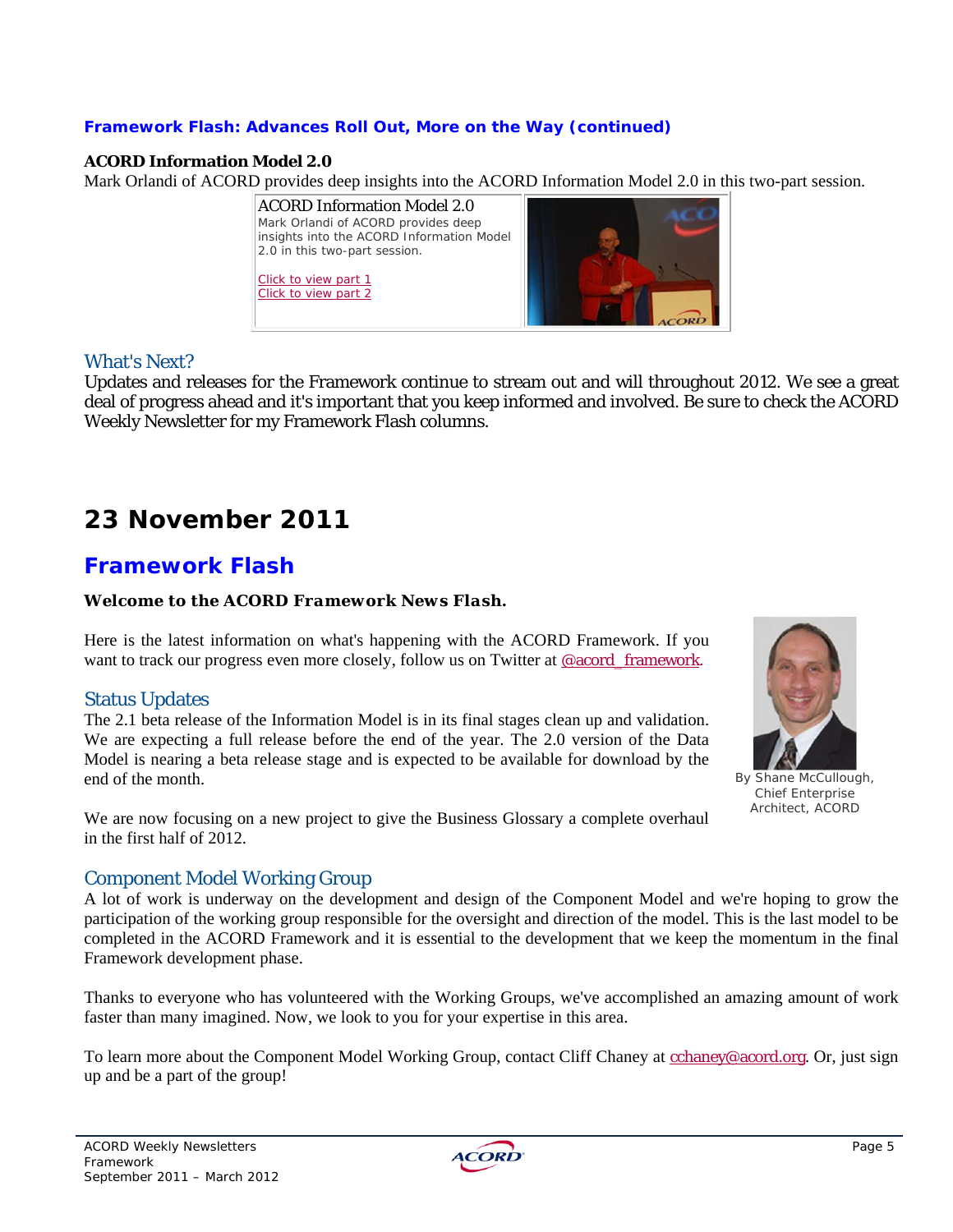### Framework Flash: Advances Roll Out, More on the Way (continued)

**ACORD Information Model 2.0**

Mark Orlandi of ACORD provides deep insights into the ACORD Information Model 2.0 in this two-part session.

ACORD Information Model 2.0
Mark Orlandi of ACORD provides deep insights into the ACORD Information Model 2.0 in this two-part session.

Click to view part 1
Click to view part 2

### What's Next?

Updates and releases for the Framework continue to stream out and will throughout 2012. We see a great deal of progress ahead and it's important that you keep informed and involved. Be sure to check the ACORD Weekly Newsletter for my Framework Flash columns.

# 23 November 2011

## Framework Flash

**Welcome to the ACORD Framework News Flash.**

By Shane McCullough, Chief Enterprise Architect, ACORD

Here is the latest information on what's happening with the ACORD Framework. If you want to track our progress even more closely, follow us on Twitter at @acord_framework.

### Status Updates

The 2.1 beta release of the Information Model is in its final stages clean up and validation. We are expecting a full release before the end of the year. The 2.0 version of the Data Model is nearing a beta release stage and is expected to be available for download by the end of the month.

We are now focusing on a new project to give the Business Glossary a complete overhaul in the first half of 2012.

### Component Model Working Group

A lot of work is underway on the development and design of the Component Model and we're hoping to grow the participation of the working group responsible for the oversight and direction of the model. This is the last model to be completed in the ACORD Framework and it is essential to the development that we keep the momentum in the final Framework development phase.

Thanks to everyone who has volunteered with the Working Groups, we've accomplished an amazing amount of work faster than many imagined. Now, we look to you for your expertise in this area.

To learn more about the Component Model Working Group, contact Cliff Chaney at cchaney@acord.org. Or, just sign up and be a part of the group!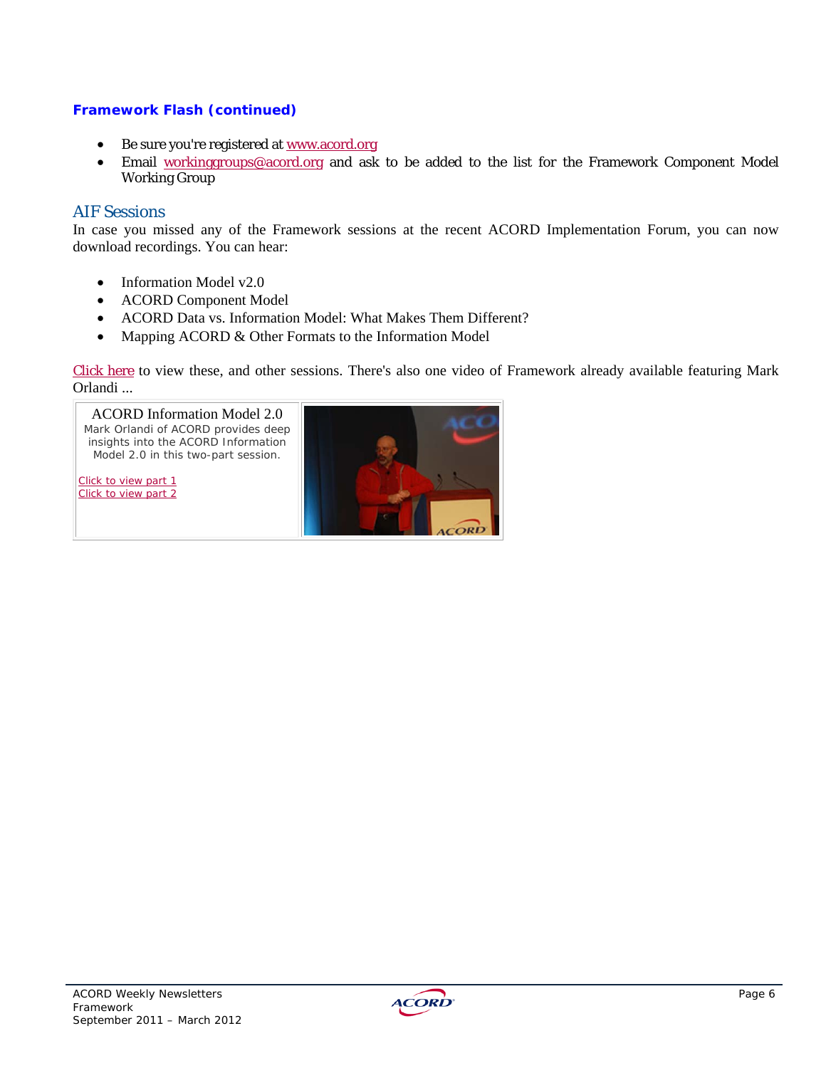### Framework Flash (continued)

- Be sure you're registered at www.acord.org
- Email workinggroups@acord.org and ask to be added to the list for the Framework Component Model Working Group

## AIF Sessions

In case you missed any of the Framework sessions at the recent ACORD Implementation Forum, you can now download recordings. You can hear:

- Information Model v2.0
- ACORD Component Model
- ACORD Data vs. Information Model: What Makes Them Different?
- Mapping ACORD & Other Formats to the Information Model

Click here to view these, and other sessions. There's also one video of Framework already available featuring Mark Orlandi ...

ACORD Information Model 2.0

Mark Orlandi of ACORD provides deep insights into the ACORD Information Model 2.0 in this two-part session.

Click to view part 1
Click to view part 2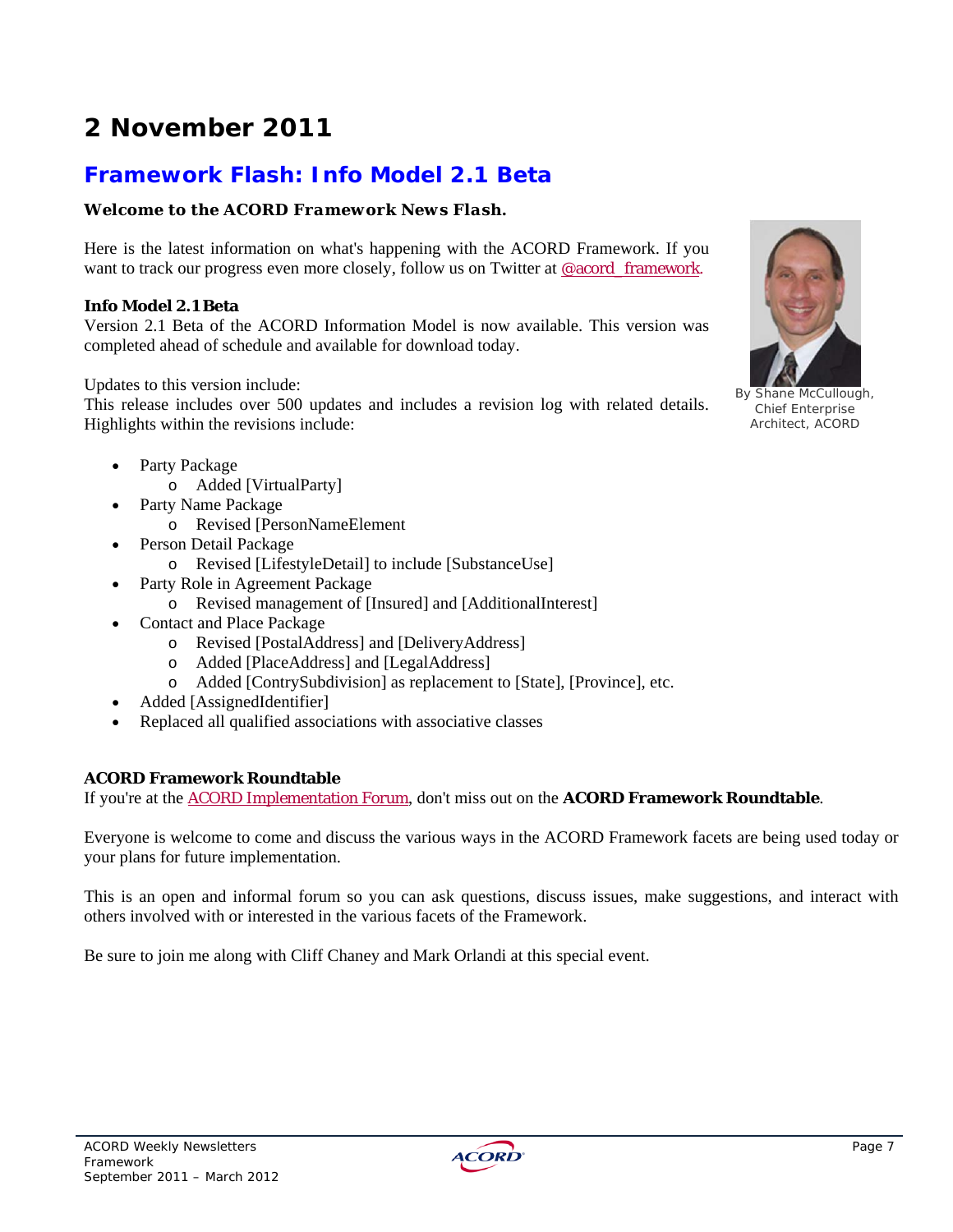# 2 November 2011

## Framework Flash: Info Model 2.1 Beta

**Welcome to the ACORD Framework News Flash.**

Here is the latest information on what's happening with the ACORD Framework. If you want to track our progress even more closely, follow us on Twitter at @acord_framework.

By Shane McCullough, Chief Enterprise Architect, ACORD

**Info Model 2.1 Beta**

Version 2.1 Beta of the ACORD Information Model is now available. This version was completed ahead of schedule and available for download today.

Updates to this version include:
This release includes over 500 updates and includes a revision log with related details. Highlights within the revisions include:

- Party Package
  - Added [VirtualParty]
- Party Name Package
  - Revised [PersonNameElement
- Person Detail Package
  - Revised [LifestyleDetail] to include [SubstanceUse]
- Party Role in Agreement Package
  - Revised management of [Insured] and [AdditionalInterest]
- Contact and Place Package
  - Revised [PostalAddress] and [DeliveryAddress]
  - Added [PlaceAddress] and [LegalAddress]
  - Added [ContrySubdivision] as replacement to [State], [Province], etc.
- Added [AssignedIdentifier]
- Replaced all qualified associations with associative classes

**ACORD Framework Roundtable**

If you're at the ACORD Implementation Forum, don't miss out on the **ACORD Framework Roundtable**.

Everyone is welcome to come and discuss the various ways in the ACORD Framework facets are being used today or your plans for future implementation.

This is an open and informal forum so you can ask questions, discuss issues, make suggestions, and interact with others involved with or interested in the various facets of the Framework.

Be sure to join me along with Cliff Chaney and Mark Orlandi at this special event.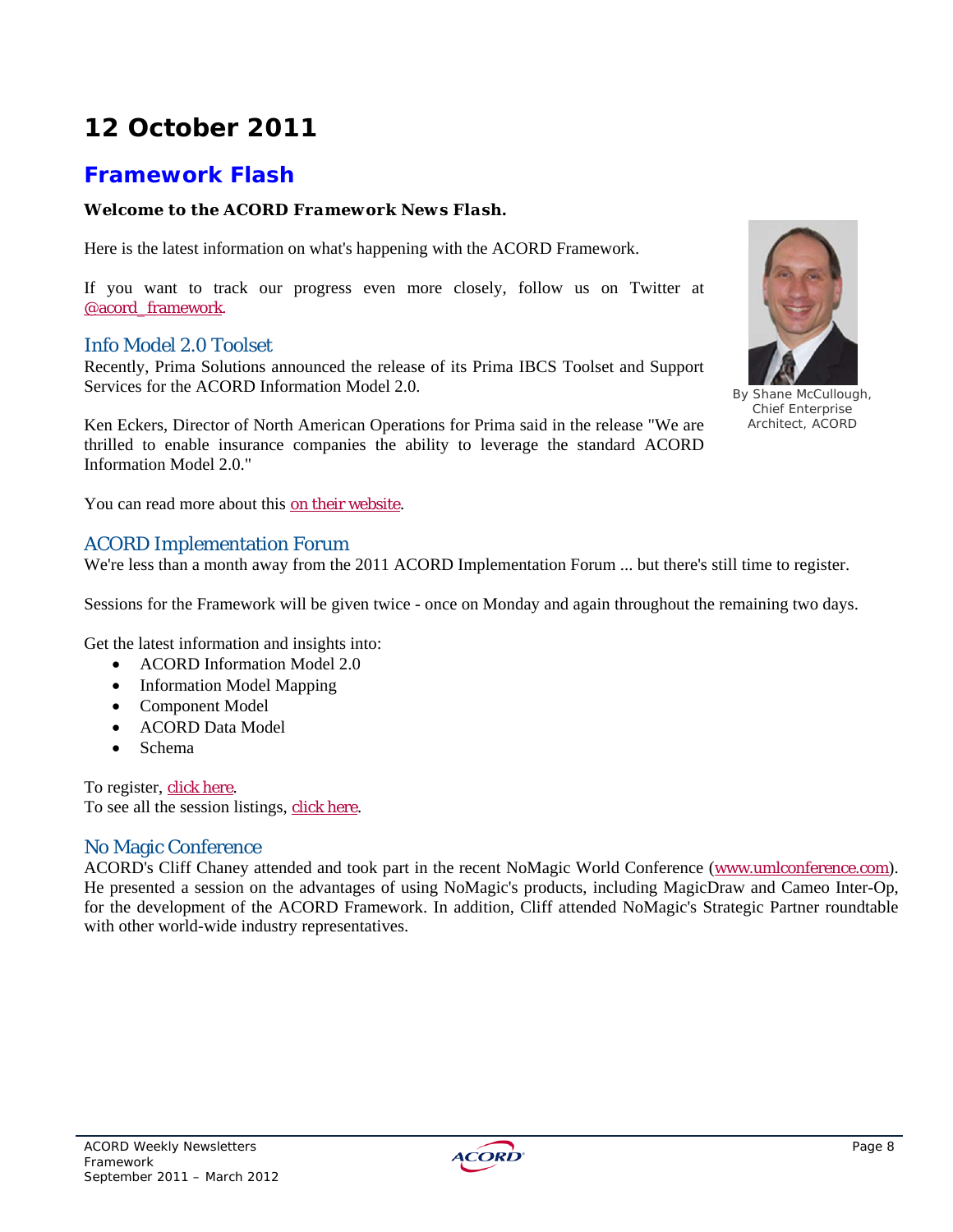# 12 October 2011

## Framework Flash

**Welcome to the ACORD Framework News Flash.**

Here is the latest information on what's happening with the ACORD Framework.

If you want to track our progress even more closely, follow us on Twitter at @acord_framework.

By Shane McCullough, Chief Enterprise Architect, ACORD

### Info Model 2.0 Toolset

Recently, Prima Solutions announced the release of its Prima IBCS Toolset and Support Services for the ACORD Information Model 2.0.

Ken Eckers, Director of North American Operations for Prima said in the release "We are thrilled to enable insurance companies the ability to leverage the standard ACORD Information Model 2.0."

You can read more about this on their website.

### ACORD Implementation Forum

We're less than a month away from the 2011 ACORD Implementation Forum ... but there's still time to register.

Sessions for the Framework will be given twice - once on Monday and again throughout the remaining two days.

Get the latest information and insights into:

- ACORD Information Model 2.0
- Information Model Mapping
- Component Model
- ACORD Data Model
- Schema

To register, click here.
To see all the session listings, click here.

### No Magic Conference

ACORD's Cliff Chaney attended and took part in the recent NoMagic World Conference (www.umlconference.com). He presented a session on the advantages of using NoMagic's products, including MagicDraw and Cameo Inter-Op, for the development of the ACORD Framework. In addition, Cliff attended NoMagic's Strategic Partner roundtable with other world-wide industry representatives.